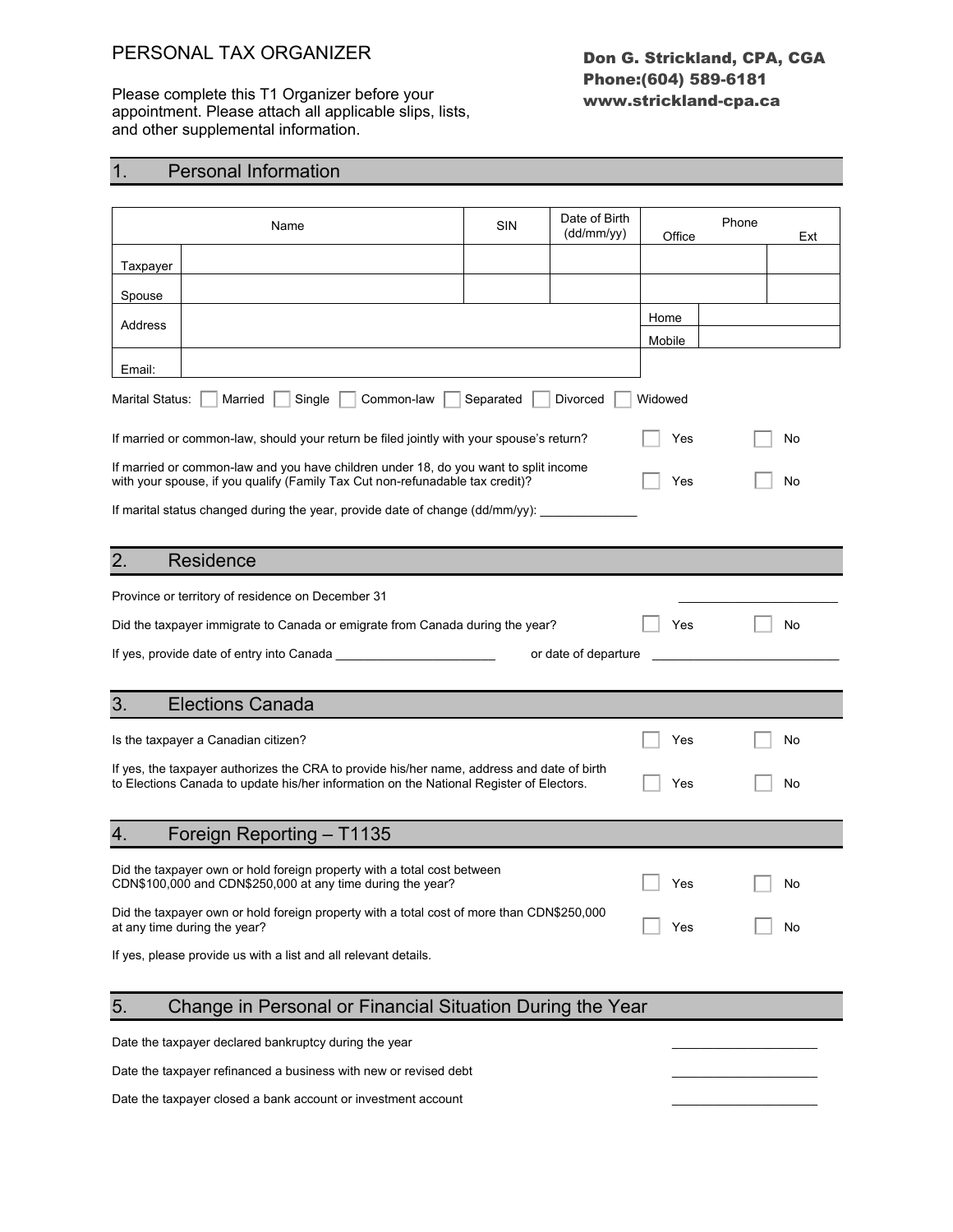# PERSONAL TAX ORGANIZER

**Don G. Strickland, CPA, CGA**
**Phone:(604) 589-6181**
**www.strickland-cpa.ca**

Please complete this T1 Organizer before your appointment. Please attach all applicable slips, lists, and other supplemental information.

## 1. Personal Information

| Name | | SIN | Date of Birth (dd/mm/yy) | Phone Office | Ext |
|---|---|---|---|---|---|
| Taxpayer | | | | | |
| Spouse | | | | | |
| Address | | | | Home | |
| | | | | Mobile | |
| Email: | | | | | |

Marital Status: ☐ Married ☐ Single ☐ Common-law ☐ Separated ☐ Divorced ☐ Widowed

If married or common-law, should your return be filed jointly with your spouse's return? ☐ Yes ☐ No

If married or common-law and you have children under 18, do you want to split income with your spouse, if you qualify (Family Tax Cut non-refunadable tax credit)? ☐ Yes ☐ No

If marital status changed during the year, provide date of change (dd/mm/yy): ______________

## 2. Residence

Province or territory of residence on December 31 ______________________

Did the taxpayer immigrate to Canada or emigrate from Canada during the year? ☐ Yes ☐ No

If yes, provide date of entry into Canada ______________________ or date of departure ______________________

## 3. Elections Canada

Is the taxpayer a Canadian citizen? ☐ Yes ☐ No

If yes, the taxpayer authorizes the CRA to provide his/her name, address and date of birth to Elections Canada to update his/her information on the National Register of Electors. ☐ Yes ☐ No

## 4. Foreign Reporting – T1135

Did the taxpayer own or hold foreign property with a total cost between CDN$100,000 and CDN$250,000 at any time during the year? ☐ Yes ☐ No

Did the taxpayer own or hold foreign property with a total cost of more than CDN$250,000 at any time during the year? ☐ Yes ☐ No

If yes, please provide us with a list and all relevant details.

## 5. Change in Personal or Financial Situation During the Year

Date the taxpayer declared bankruptcy during the year ______________________

Date the taxpayer refinanced a business with new or revised debt ______________________

Date the taxpayer closed a bank account or investment account ______________________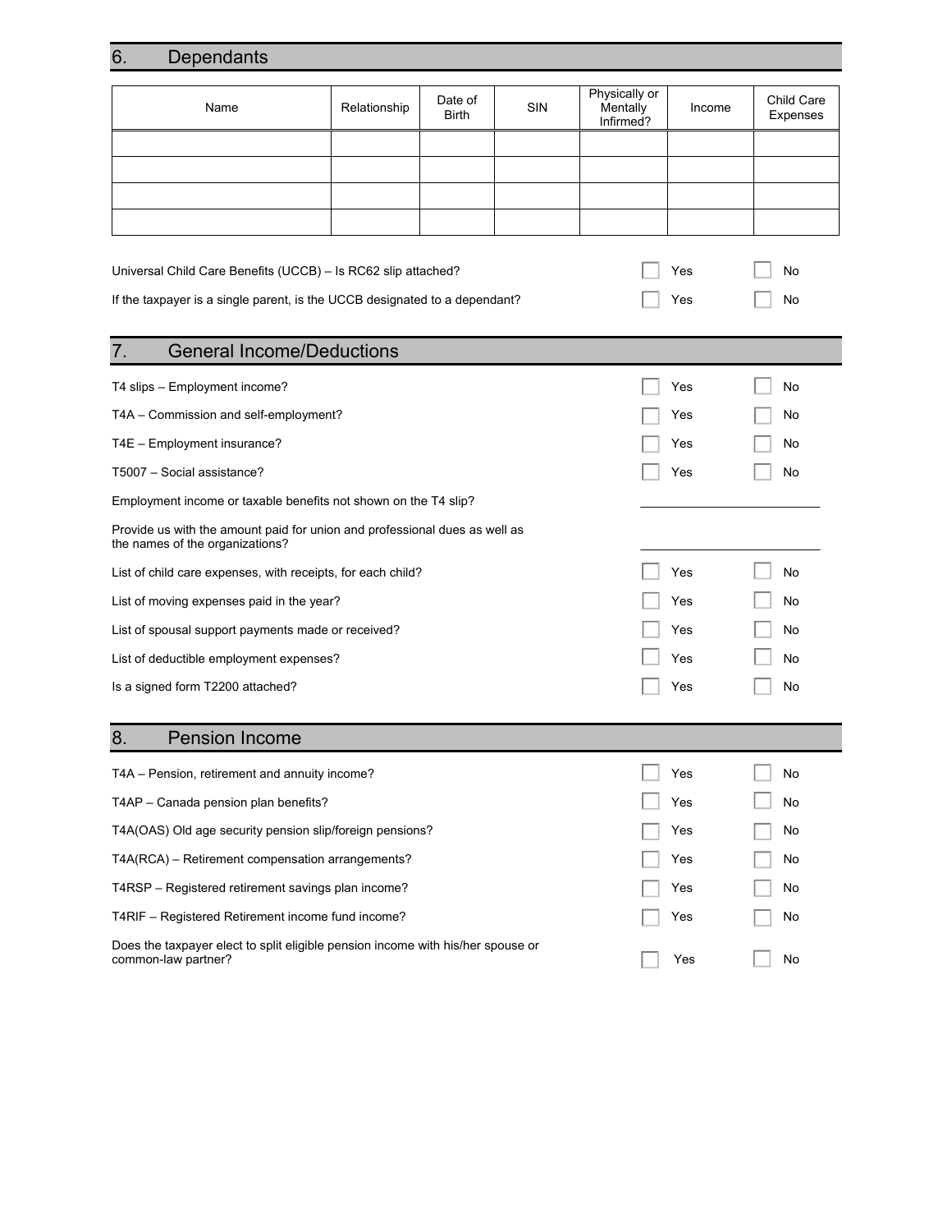## 6. Dependants

| Name | Relationship | Date of Birth | SIN | Physically or Mentally Infirmed? | Income | Child Care Expenses |
|---|---|---|---|---|---|---|
| | | | | | | |
| | | | | | | |
| | | | | | | |
| | | | | | | |

Universal Child Care Benefits (UCCB) – Is RC62 slip attached? ☐ Yes ☐ No

If the taxpayer is a single parent, is the UCCB designated to a dependant? ☐ Yes ☐ No

## 7. General Income/Deductions

T4 slips – Employment income? ☐ Yes ☐ No

T4A – Commission and self-employment? ☐ Yes ☐ No

T4E – Employment insurance? ☐ Yes ☐ No

T5007 – Social assistance? ☐ Yes ☐ No

Employment income or taxable benefits not shown on the T4 slip? ____________________

Provide us with the amount paid for union and professional dues as well as the names of the organizations? ____________________

List of child care expenses, with receipts, for each child? ☐ Yes ☐ No

List of moving expenses paid in the year? ☐ Yes ☐ No

List of spousal support payments made or received? ☐ Yes ☐ No

List of deductible employment expenses? ☐ Yes ☐ No

Is a signed form T2200 attached? ☐ Yes ☐ No

## 8. Pension Income

T4A – Pension, retirement and annuity income? ☐ Yes ☐ No

T4AP – Canada pension plan benefits? ☐ Yes ☐ No

T4A(OAS) Old age security pension slip/foreign pensions? ☐ Yes ☐ No

T4A(RCA) – Retirement compensation arrangements? ☐ Yes ☐ No

T4RSP – Registered retirement savings plan income? ☐ Yes ☐ No

T4RIF – Registered Retirement income fund income? ☐ Yes ☐ No

Does the taxpayer elect to split eligible pension income with his/her spouse or common-law partner? ☐ Yes ☐ No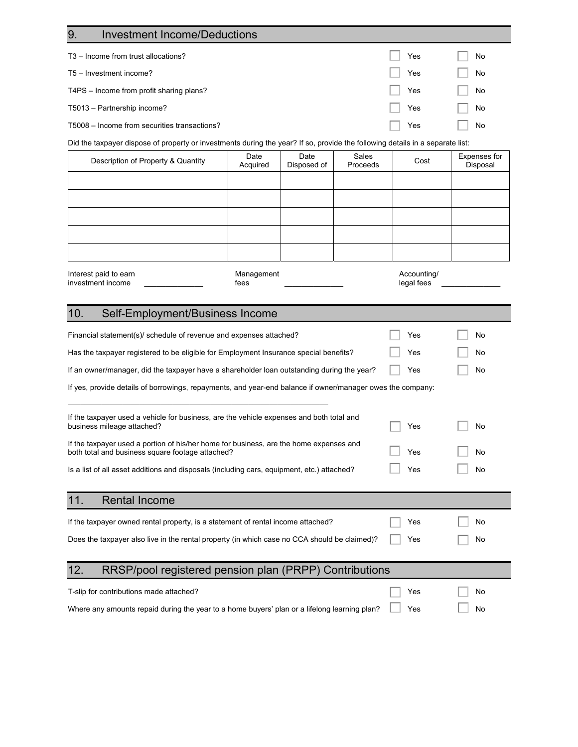## 9. Investment Income/Deductions

| | | |
|---|---|---|
| T3 – Income from trust allocations? | ☐ Yes | ☐ No |
| T5 – Investment income? | ☐ Yes | ☐ No |
| T4PS – Income from profit sharing plans? | ☐ Yes | ☐ No |
| T5013 – Partnership income? | ☐ Yes | ☐ No |
| T5008 – Income from securities transactions? | ☐ Yes | ☐ No |

Did the taxpayer dispose of property or investments during the year? If so, provide the following details in a separate list:

| Description of Property & Quantity | Date Acquired | Date Disposed of | Sales Proceeds | Cost | Expenses for Disposal |
|---|---|---|---|---|---|
| | | | | | |
| | | | | | |
| | | | | | |
| | | | | | |
| | | | | | |

Interest paid to earn investment income ______________ Management fees ______________ Accounting/ legal fees ______________

## 10. Self-Employment/Business Income

| | | |
|---|---|---|
| Financial statement(s)/ schedule of revenue and expenses attached? | ☐ Yes | ☐ No |
| Has the taxpayer registered to be eligible for Employment Insurance special benefits? | ☐ Yes | ☐ No |
| If an owner/manager, did the taxpayer have a shareholder loan outstanding during the year? | ☐ Yes | ☐ No |

If yes, provide details of borrowings, repayments, and year-end balance if owner/manager owes the company:

____________________________________________________________

| | | |
|---|---|---|
| If the taxpayer used a vehicle for business, are the vehicle expenses and both total and business mileage attached? | ☐ Yes | ☐ No |
| If the taxpayer used a portion of his/her home for business, are the home expenses and both total and business square footage attached? | ☐ Yes | ☐ No |
| Is a list of all asset additions and disposals (including cars, equipment, etc.) attached? | ☐ Yes | ☐ No |

## 11. Rental Income

| | | |
|---|---|---|
| If the taxpayer owned rental property, is a statement of rental income attached? | ☐ Yes | ☐ No |
| Does the taxpayer also live in the rental property (in which case no CCA should be claimed)? | ☐ Yes | ☐ No |

## 12. RRSP/pool registered pension plan (PRPP) Contributions

| | | |
|---|---|---|
| T-slip for contributions made attached? | ☐ Yes | ☐ No |
| Where any amounts repaid during the year to a home buyers' plan or a lifelong learning plan? | ☐ Yes | ☐ No |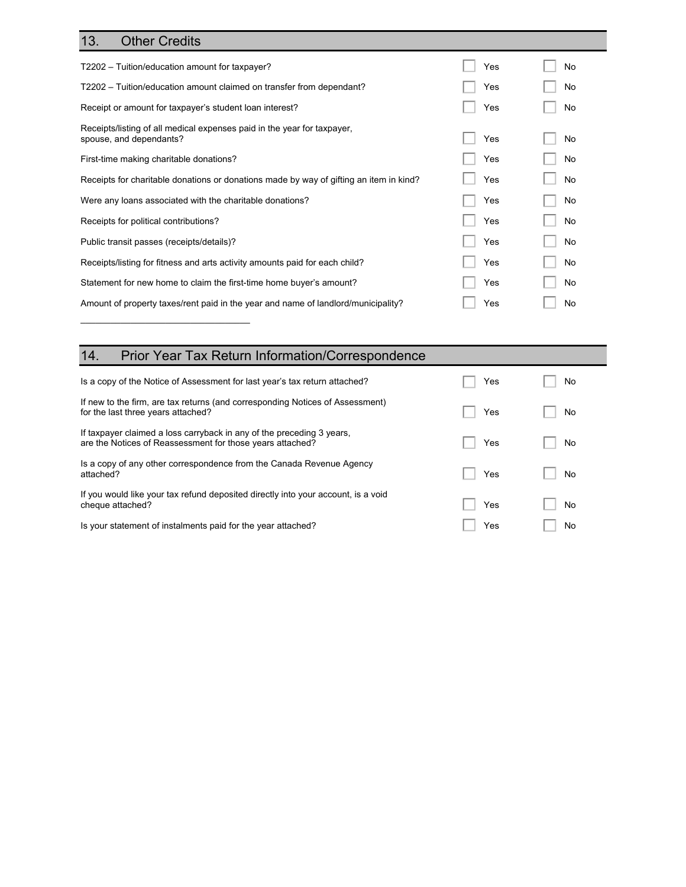## 13. Other Credits

| | | |
|---|---|---|
| T2202 – Tuition/education amount for taxpayer? | ☐ Yes | ☐ No |
| T2202 – Tuition/education amount claimed on transfer from dependant? | ☐ Yes | ☐ No |
| Receipt or amount for taxpayer's student loan interest? | ☐ Yes | ☐ No |
| Receipts/listing of all medical expenses paid in the year for taxpayer, spouse, and dependants? | ☐ Yes | ☐ No |
| First-time making charitable donations? | ☐ Yes | ☐ No |
| Receipts for charitable donations or donations made by way of gifting an item in kind? | ☐ Yes | ☐ No |
| Were any loans associated with the charitable donations? | ☐ Yes | ☐ No |
| Receipts for political contributions? | ☐ Yes | ☐ No |
| Public transit passes (receipts/details)? | ☐ Yes | ☐ No |
| Receipts/listing for fitness and arts activity amounts paid for each child? | ☐ Yes | ☐ No |
| Statement for new home to claim the first-time home buyer's amount? | ☐ Yes | ☐ No |
| Amount of property taxes/rent paid in the year and name of landlord/municipality? | ☐ Yes | ☐ No |

______________________________

## 14. Prior Year Tax Return Information/Correspondence

| | | |
|---|---|---|
| Is a copy of the Notice of Assessment for last year's tax return attached? | ☐ Yes | ☐ No |
| If new to the firm, are tax returns (and corresponding Notices of Assessment) for the last three years attached? | ☐ Yes | ☐ No |
| If taxpayer claimed a loss carryback in any of the preceding 3 years, are the Notices of Reassessment for those years attached? | ☐ Yes | ☐ No |
| Is a copy of any other correspondence from the Canada Revenue Agency attached? | ☐ Yes | ☐ No |
| If you would like your tax refund deposited directly into your account, is a void cheque attached? | ☐ Yes | ☐ No |
| Is your statement of instalments paid for the year attached? | ☐ Yes | ☐ No |